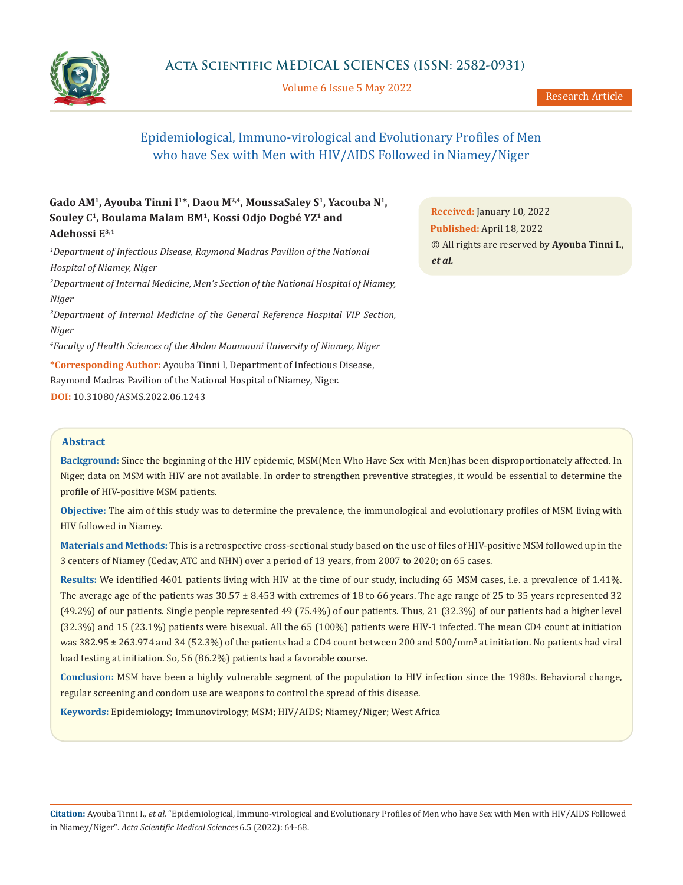# Epidemiological, Immuno-virological and Evolutionary Profiles of Men who have Sex with Men with HIV/AIDS Followed in Niamey/Niger

**Gado AM[1], Ayouba Tinni I[1]*, Daou M[2,4], MoussaSaley S[1], Yacouba N[1], Souley C[1], Boulama Malam BM[1], Kossi Odjo Dogbé YZ[1] and Adehossi E[3,4]**

[1]*Department of Infectious Disease, Raymond Madras Pavilion of the National Hospital of Niamey, Niger*

[2]*Department of Internal Medicine, Men's Section of the National Hospital of Niamey, Niger*

[3]*Department of Internal Medicine of the General Reference Hospital VIP Section, Niger*

[4]*Faculty of Health Sciences of the Abdou Moumouni University of Niamey, Niger*

**\*Corresponding Author:** Ayouba Tinni I, Department of Infectious Disease, Raymond Madras Pavilion of the National Hospital of Niamey, Niger.

**DOI:** 10.31080/ASMS.2022.06.1243

**Received:** January 10, 2022

**Published:** April 18, 2022

© All rights are reserved by **Ayouba Tinni I., *et al.***

## Abstract

**Background:** Since the beginning of the HIV epidemic, MSM(Men Who Have Sex with Men)has been disproportionately affected. In Niger, data on MSM with HIV are not available. In order to strengthen preventive strategies, it would be essential to determine the profile of HIV-positive MSM patients.

**Objective:** The aim of this study was to determine the prevalence, the immunological and evolutionary profiles of MSM living with HIV followed in Niamey.

**Materials and Methods:** This is a retrospective cross-sectional study based on the use of files of HIV-positive MSM followed up in the 3 centers of Niamey (Cedav, ATC and NHN) over a period of 13 years, from 2007 to 2020; on 65 cases.

**Results:** We identified 4601 patients living with HIV at the time of our study, including 65 MSM cases, i.e. a prevalence of 1.41%. The average age of the patients was 30.57 ± 8.453 with extremes of 18 to 66 years. The age range of 25 to 35 years represented 32 (49.2%) of our patients. Single people represented 49 (75.4%) of our patients. Thus, 21 (32.3%) of our patients had a higher level (32.3%) and 15 (23.1%) patients were bisexual. All the 65 (100%) patients were HIV-1 infected. The mean CD4 count at initiation was 382.95 ± 263.974 and 34 (52.3%) of the patients had a CD4 count between 200 and 500/mm$^3$ at initiation. No patients had viral load testing at initiation. So, 56 (86.2%) patients had a favorable course.

**Conclusion:** MSM have been a highly vulnerable segment of the population to HIV infection since the 1980s. Behavioral change, regular screening and condom use are weapons to control the spread of this disease.

**Keywords:** Epidemiology; Immunovirology; MSM; HIV/AIDS; Niamey/Niger; West Africa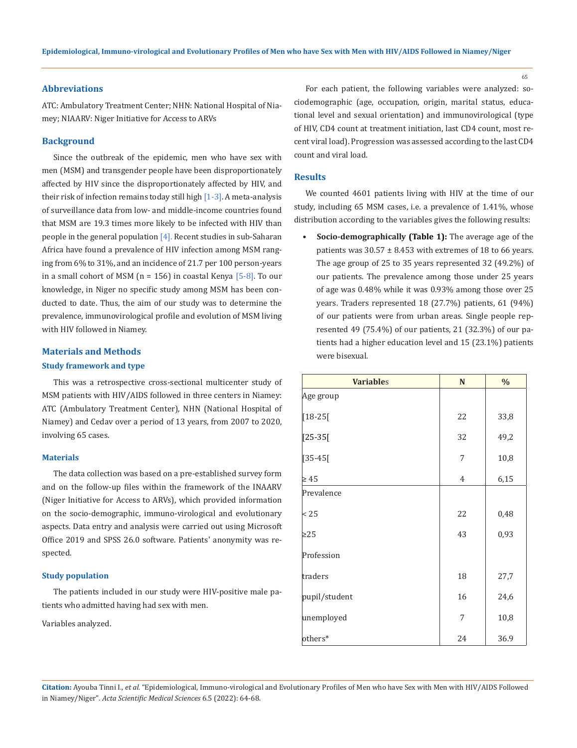## Abbreviations

ATC: Ambulatory Treatment Center; NHN: National Hospital of Niamey; NIAARV: Niger Initiative for Access to ARVs

## Background

Since the outbreak of the epidemic, men who have sex with men (MSM) and transgender people have been disproportionately affected by HIV since the disproportionately affected by HIV, and their risk of infection remains today still high [1-3]. A meta-analysis of surveillance data from low- and middle-income countries found that MSM are 19.3 times more likely to be infected with HIV than people in the general population [4]. Recent studies in sub-Saharan Africa have found a prevalence of HIV infection among MSM ranging from 6% to 31%, and an incidence of 21.7 per 100 person-years in a small cohort of MSM (n = 156) in coastal Kenya [5-8]. To our knowledge, in Niger no specific study among MSM has been conducted to date. Thus, the aim of our study was to determine the prevalence, immunovirological profile and evolution of MSM living with HIV followed in Niamey.

## Materials and Methods

### Study framework and type

This was a retrospective cross-sectional multicenter study of MSM patients with HIV/AIDS followed in three centers in Niamey: ATC (Ambulatory Treatment Center), NHN (National Hospital of Niamey) and Cedav over a period of 13 years, from 2007 to 2020, involving 65 cases.

### Materials

The data collection was based on a pre-established survey form and on the follow-up files within the framework of the INAARV (Niger Initiative for Access to ARVs), which provided information on the socio-demographic, immuno-virological and evolutionary aspects. Data entry and analysis were carried out using Microsoft Office 2019 and SPSS 26.0 software. Patients' anonymity was respected.

### Study population

The patients included in our study were HIV-positive male patients who admitted having had sex with men.

Variables analyzed.

For each patient, the following variables were analyzed: sociodemographic (age, occupation, origin, marital status, educational level and sexual orientation) and immunovirological (type of HIV, CD4 count at treatment initiation, last CD4 count, most recent viral load). Progression was assessed according to the last CD4 count and viral load.

## Results

We counted 4601 patients living with HIV at the time of our study, including 65 MSM cases, i.e. a prevalence of 1.41%, whose distribution according to the variables gives the following results:

- **Socio-demographically (Table 1):** The average age of the patients was 30.57 ± 8.453 with extremes of 18 to 66 years. The age group of 25 to 35 years represented 32 (49.2%) of our patients. The prevalence among those under 25 years of age was 0.48% while it was 0.93% among those over 25 years. Traders represented 18 (27.7%) patients, 61 (94%) of our patients were from urban areas. Single people represented 49 (75.4%) of our patients, 21 (32.3%) of our patients had a higher education level and 15 (23.1%) patients were bisexual.

| Variables | N | % |
|---|---|---|
| Age group | | |
| [18-25[ | 22 | 33,8 |
| [25-35[ | 32 | 49,2 |
| [35-45[ | 7 | 10,8 |
| ≥ 45 | 4 | 6,15 |
| Prevalence | | |
| < 25 | 22 | 0,48 |
| ≥25 | 43 | 0,93 |
| Profession | | |
| traders | 18 | 27,7 |
| pupil/student | 16 | 24,6 |
| unemployed | 7 | 10,8 |
| others* | 24 | 36.9 |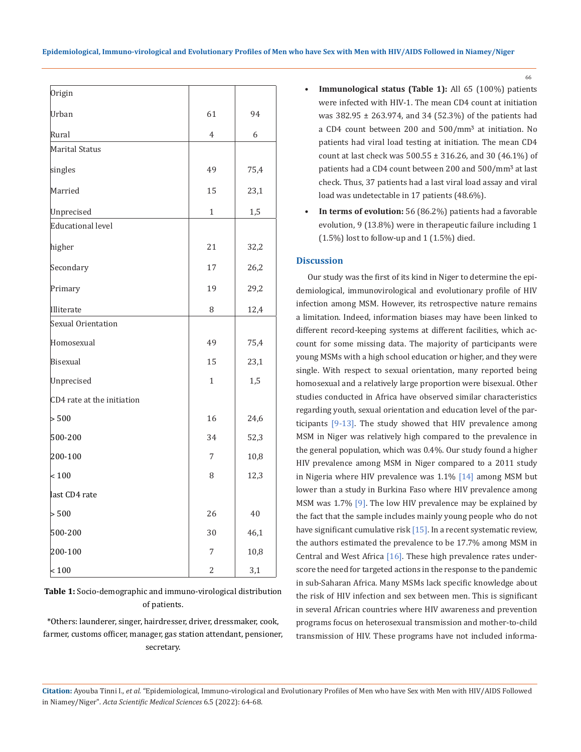| Origin | | |
|---|---|---|
| Urban | 61 | 94 |
| Rural | 4 | 6 |
| Marital Status | | |
| singles | 49 | 75,4 |
| Married | 15 | 23,1 |
| Unprecised | 1 | 1,5 |
| Educational level | | |
| higher | 21 | 32,2 |
| Secondary | 17 | 26,2 |
| Primary | 19 | 29,2 |
| Illiterate | 8 | 12,4 |
| Sexual Orientation | | |
| Homosexual | 49 | 75,4 |
| Bisexual | 15 | 23,1 |
| Unprecised | 1 | 1,5 |
| CD4 rate at the initiation | | |
| > 500 | 16 | 24,6 |
| 500-200 | 34 | 52,3 |
| 200-100 | 7 | 10,8 |
| < 100 | 8 | 12,3 |
| last CD4 rate | | |
| > 500 | 26 | 40 |
| 500-200 | 30 | 46,1 |
| 200-100 | 7 | 10,8 |
| < 100 | 2 | 3,1 |

**Table 1:** Socio-demographic and immuno-virological distribution of patients.

*Others: launderer, singer, hairdresser, driver, dressmaker, cook, farmer, customs officer, manager, gas station attendant, pensioner, secretary.

- **Immunological status (Table 1):** All 65 (100%) patients were infected with HIV-1. The mean CD4 count at initiation was 382.95 ± 263.974, and 34 (52.3%) of the patients had a CD4 count between 200 and 500/mm³ at initiation. No patients had viral load testing at initiation. The mean CD4 count at last check was 500.55 ± 316.26, and 30 (46.1%) of patients had a CD4 count between 200 and 500/mm³ at last check. Thus, 37 patients had a last viral load assay and viral load was undetectable in 17 patients (48.6%).
- **In terms of evolution:** 56 (86.2%) patients had a favorable evolution, 9 (13.8%) were in therapeutic failure including 1 (1.5%) lost to follow-up and 1 (1.5%) died.

## Discussion

Our study was the first of its kind in Niger to determine the epidemiological, immunovirological and evolutionary profile of HIV infection among MSM. However, its retrospective nature remains a limitation. Indeed, information biases may have been linked to different record-keeping systems at different facilities, which account for some missing data. The majority of participants were young MSMs with a high school education or higher, and they were single. With respect to sexual orientation, many reported being homosexual and a relatively large proportion were bisexual. Other studies conducted in Africa have observed similar characteristics regarding youth, sexual orientation and education level of the participants [9-13]. The study showed that HIV prevalence among MSM in Niger was relatively high compared to the prevalence in the general population, which was 0.4%. Our study found a higher HIV prevalence among MSM in Niger compared to a 2011 study in Nigeria where HIV prevalence was 1.1% [14] among MSM but lower than a study in Burkina Faso where HIV prevalence among MSM was 1.7% [9]. The low HIV prevalence may be explained by the fact that the sample includes mainly young people who do not have significant cumulative risk [15]. In a recent systematic review, the authors estimated the prevalence to be 17.7% among MSM in Central and West Africa [16]. These high prevalence rates underscore the need for targeted actions in the response to the pandemic in sub-Saharan Africa. Many MSMs lack specific knowledge about the risk of HIV infection and sex between men. This is significant in several African countries where HIV awareness and prevention programs focus on heterosexual transmission and mother-to-child transmission of HIV. These programs have not included informa-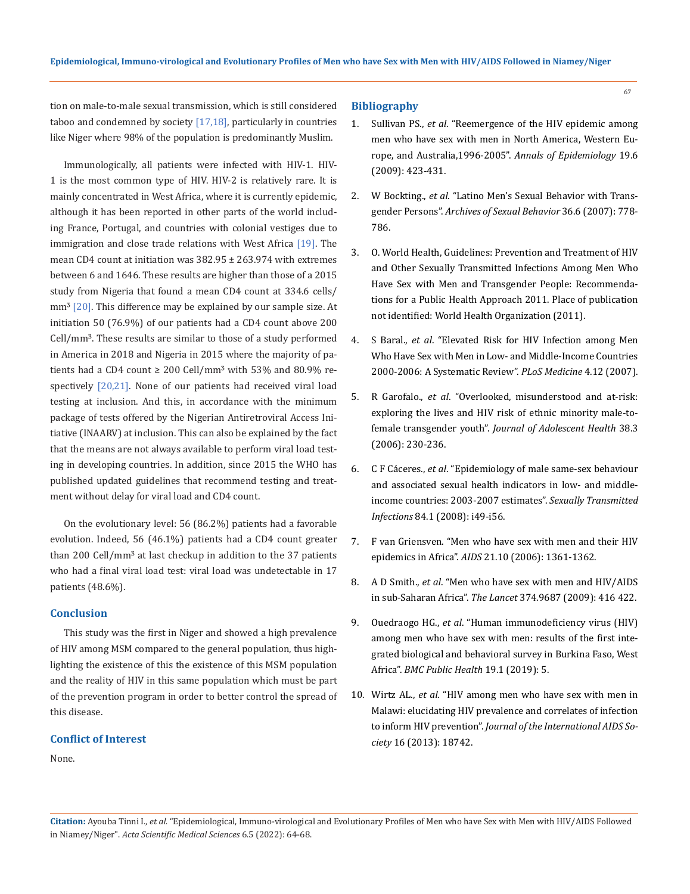tion on male-to-male sexual transmission, which is still considered taboo and condemned by society [17,18], particularly in countries like Niger where 98% of the population is predominantly Muslim.

Immunologically, all patients were infected with HIV-1. HIV-1 is the most common type of HIV. HIV-2 is relatively rare. It is mainly concentrated in West Africa, where it is currently epidemic, although it has been reported in other parts of the world including France, Portugal, and countries with colonial vestiges due to immigration and close trade relations with West Africa [19]. The mean CD4 count at initiation was 382.95 ± 263.974 with extremes between 6 and 1646. These results are higher than those of a 2015 study from Nigeria that found a mean CD4 count at 334.6 cells/mm³ [20]. This difference may be explained by our sample size. At initiation 50 (76.9%) of our patients had a CD4 count above 200 Cell/mm³. These results are similar to those of a study performed in America in 2018 and Nigeria in 2015 where the majority of patients had a CD4 count ≥ 200 Cell/mm³ with 53% and 80.9% respectively [20,21]. None of our patients had received viral load testing at inclusion. And this, in accordance with the minimum package of tests offered by the Nigerian Antiretroviral Access Initiative (INAARV) at inclusion. This can also be explained by the fact that the means are not always available to perform viral load testing in developing countries. In addition, since 2015 the WHO has published updated guidelines that recommend testing and treatment without delay for viral load and CD4 count.

On the evolutionary level: 56 (86.2%) patients had a favorable evolution. Indeed, 56 (46.1%) patients had a CD4 count greater than 200 Cell/mm³ at last checkup in addition to the 37 patients who had a final viral load test: viral load was undetectable in 17 patients (48.6%).

## Conclusion

This study was the first in Niger and showed a high prevalence of HIV among MSM compared to the general population, thus highlighting the existence of this the existence of this MSM population and the reality of HIV in this same population which must be part of the prevention program in order to better control the spread of this disease.

## Conflict of Interest

None.

## Bibliography

1. Sullivan PS., *et al*. "Reemergence of the HIV epidemic among men who have sex with men in North America, Western Europe, and Australia,1996-2005". *Annals of Epidemiology* 19.6 (2009): 423-431.
2. W Bockting., *et al*. "Latino Men's Sexual Behavior with Transgender Persons". *Archives of Sexual Behavior* 36.6 (2007): 778-786.
3. O. World Health, Guidelines: Prevention and Treatment of HIV and Other Sexually Transmitted Infections Among Men Who Have Sex with Men and Transgender People: Recommendations for a Public Health Approach 2011. Place of publication not identified: World Health Organization (2011).
4. S Baral., *et al*. "Elevated Risk for HIV Infection among Men Who Have Sex with Men in Low- and Middle-Income Countries 2000-2006: A Systematic Review". *PLoS Medicine* 4.12 (2007).
5. R Garofalo., *et al*. "Overlooked, misunderstood and at-risk: exploring the lives and HIV risk of ethnic minority male-to-female transgender youth". *Journal of Adolescent Health* 38.3 (2006): 230-236.
6. C F Cáceres., *et al*. "Epidemiology of male same-sex behaviour and associated sexual health indicators in low- and middle-income countries: 2003-2007 estimates". *Sexually Transmitted Infections* 84.1 (2008): i49-i56.
7. F van Griensven. "Men who have sex with men and their HIV epidemics in Africa". *AIDS* 21.10 (2006): 1361-1362.
8. A D Smith., *et al*. "Men who have sex with men and HIV/AIDS in sub-Saharan Africa". *The Lancet* 374.9687 (2009): 416 422.
9. Ouedraogo HG., *et al*. "Human immunodeficiency virus (HIV) among men who have sex with men: results of the first integrated biological and behavioral survey in Burkina Faso, West Africa". *BMC Public Health* 19.1 (2019): 5.
10. Wirtz AL., *et al*. "HIV among men who have sex with men in Malawi: elucidating HIV prevalence and correlates of infection to inform HIV prevention". *Journal of the International AIDS Society* 16 (2013): 18742.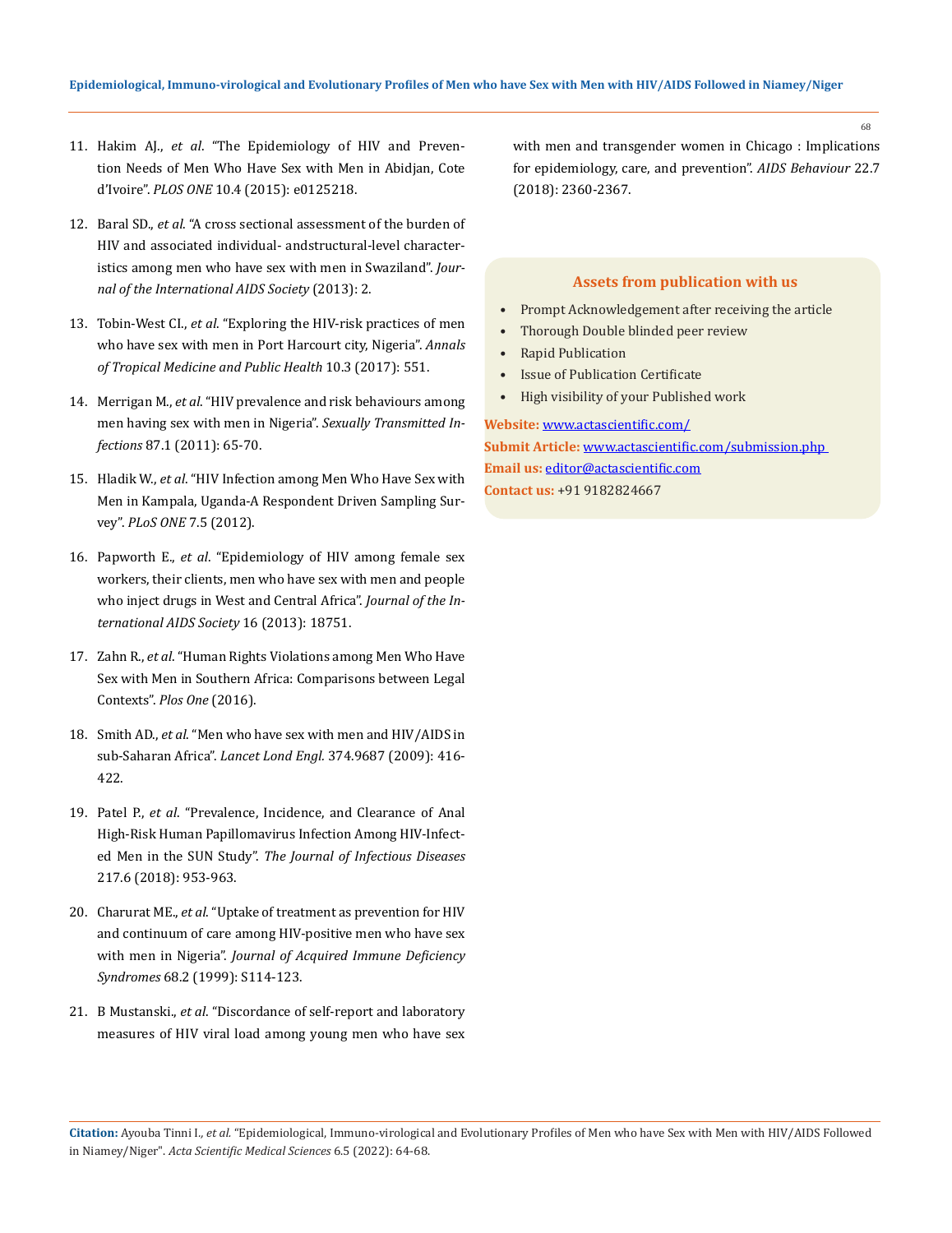11. Hakim AJ., *et al*. "The Epidemiology of HIV and Prevention Needs of Men Who Have Sex with Men in Abidjan, Cote d'Ivoire". *PLOS ONE* 10.4 (2015): e0125218.

12. Baral SD., *et al*. "A cross sectional assessment of the burden of HIV and associated individual- andstructural-level characteristics among men who have sex with men in Swaziland". *Journal of the International AIDS Society* (2013): 2.

13. Tobin-West CI., *et al*. "Exploring the HIV-risk practices of men who have sex with men in Port Harcourt city, Nigeria". *Annals of Tropical Medicine and Public Health* 10.3 (2017): 551.

14. Merrigan M., *et al*. "HIV prevalence and risk behaviours among men having sex with men in Nigeria". *Sexually Transmitted Infections* 87.1 (2011): 65-70.

15. Hladik W., *et al*. "HIV Infection among Men Who Have Sex with Men in Kampala, Uganda-A Respondent Driven Sampling Survey". *PLoS ONE* 7.5 (2012).

16. Papworth E., *et al*. "Epidemiology of HIV among female sex workers, their clients, men who have sex with men and people who inject drugs in West and Central Africa". *Journal of the International AIDS Society* 16 (2013): 18751.

17. Zahn R., *et al*. "Human Rights Violations among Men Who Have Sex with Men in Southern Africa: Comparisons between Legal Contexts". *Plos One* (2016).

18. Smith AD., *et al*. "Men who have sex with men and HIV/AIDS in sub-Saharan Africa". *Lancet Lond Engl.* 374.9687 (2009): 416-422.

19. Patel P., *et al*. "Prevalence, Incidence, and Clearance of Anal High-Risk Human Papillomavirus Infection Among HIV-Infected Men in the SUN Study". *The Journal of Infectious Diseases* 217.6 (2018): 953-963.

20. Charurat ME., *et al*. "Uptake of treatment as prevention for HIV and continuum of care among HIV-positive men who have sex with men in Nigeria". *Journal of Acquired Immune Deficiency Syndromes* 68.2 (1999): S114-123.

21. B Mustanski., *et al*. "Discordance of self-report and laboratory measures of HIV viral load among young men who have sex with men and transgender women in Chicago : Implications for epidemiology, care, and prevention". *AIDS Behaviour* 22.7 (2018): 2360-2367.

**Assets from publication with us**

- Prompt Acknowledgement after receiving the article
- Thorough Double blinded peer review
- Rapid Publication
- Issue of Publication Certificate
- High visibility of your Published work

**Website:** www.actascientific.com/
**Submit Article:** www.actascientific.com/submission.php
**Email us:** editor@actascientific.com
**Contact us:** +91 9182824667